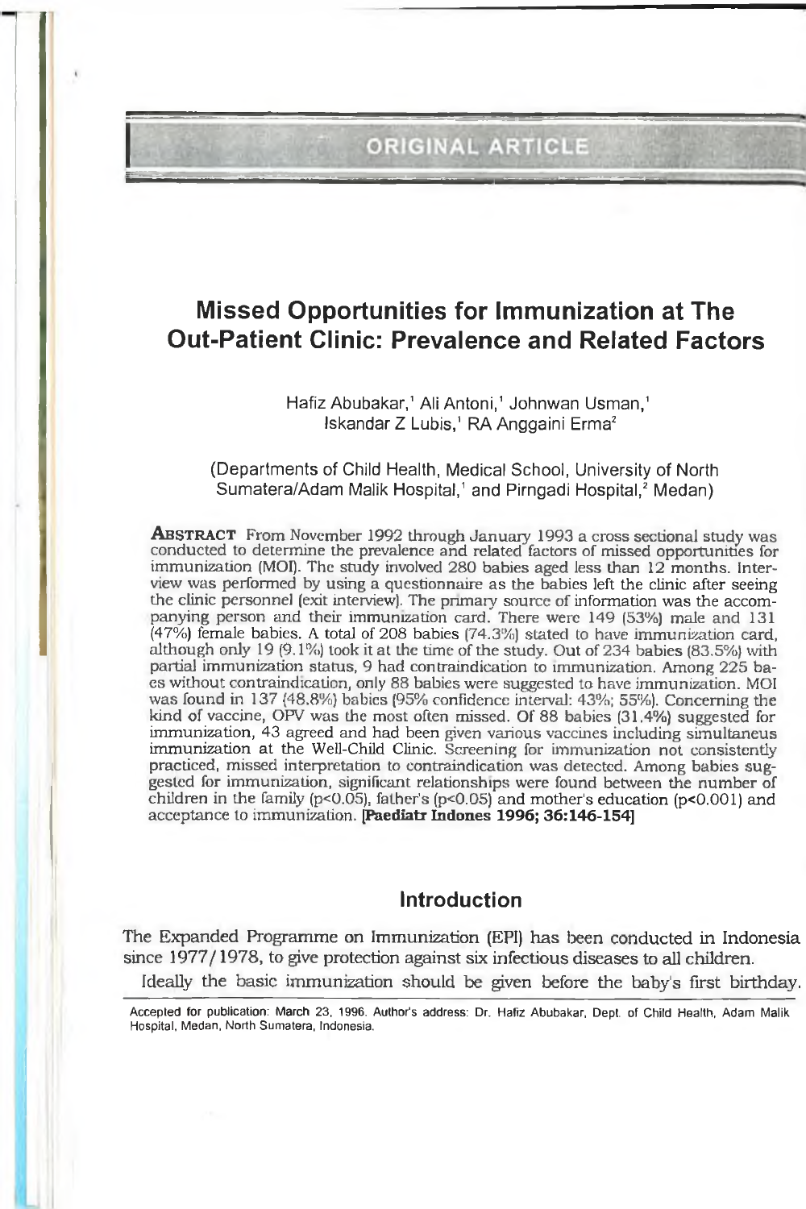ORIGINAL ARTICLE

# Missed Opportunities for Immunization at The Out-Patient Clinic: Prevalence and Related Factors

Hafiz Abubakar,[1] Ali Antoni,[1] Johnwan Usman,[1] Iskandar Z Lubis,[1] RA Anggaini Erma[2]

(Departments of Child Health, Medical School, University of North Sumatera/Adam Malik Hospital,[1] and Pirngadi Hospital,[2] Medan)

**ABSTRACT** From November 1992 through January 1993 a cross sectional study was conducted to determine the prevalence and related factors of missed opportunities for immunization (MOI). The study involved 280 babies aged less than 12 months. Interview was performed by using a questionnaire as the babies left the clinic after seeing the clinic personnel (exit interview). The primary source of information was the accompanying person and their immunization card. There were 149 (53%) male and 131 (47%) female babies. A total of 208 babies (74.3%) stated to have immunization card, although only 19 (9.1%) took it at the time of the study. Out of 234 babies (83.5%) with partial immunization status, 9 had contraindication to immunization. Among 225 babies without contraindication, only 88 babies were suggested to have immunization. MOI was found in 137 (48.8%) babies (95% confidence interval: 43%; 55%). Concerning the kind of vaccine, OPV was the most often missed. Of 88 babies (31.4%) suggested for immunization, 43 agreed and had been given various vaccines including simultaneus immunization at the Well-Child Clinic. Screening for immunization not consistently practiced, missed interpretation to contraindication was detected. Among babies suggested for immunization, significant relationships were found between the number of children in the family ($p<0.05$), father's ($p<0.05$) and mother's education ($p<0.001$) and acceptance to immunization. **[Paediatr Indones 1996; 36:146-154]**

## Introduction

The Expanded Programme on Immunization (EPI) has been conducted in Indonesia since 1977/1978, to give protection against six infectious diseases to all children.

Ideally the basic immunization should be given before the baby's first birthday.

Accepted for publication: March 23, 1996. Author's address: Dr. Hafiz Abubakar, Dept. of Child Health, Adam Malik Hospital, Medan, North Sumatera, Indonesia.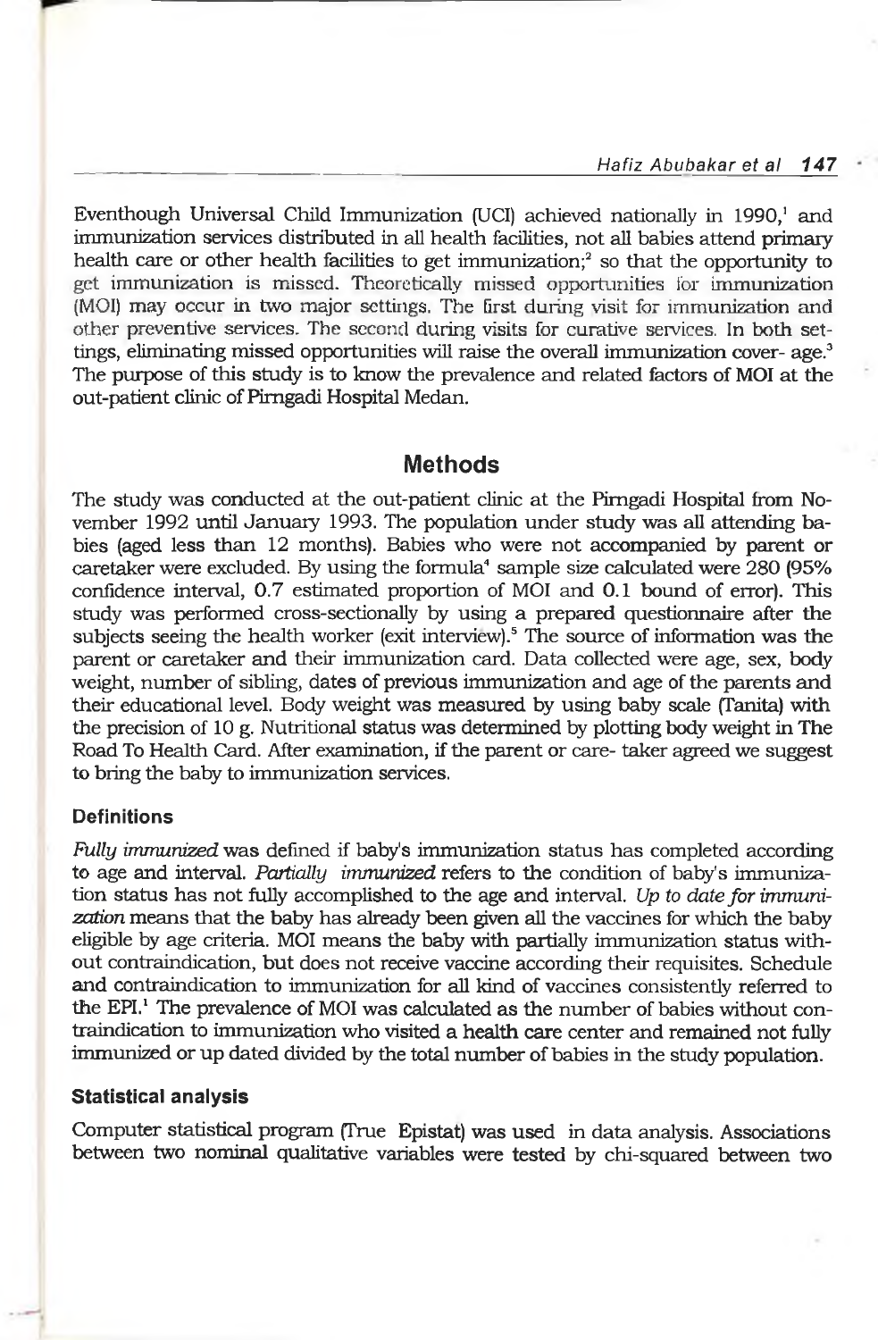Eventhough Universal Child Immunization (UCI) achieved nationally in 1990,[1] and immunization services distributed in all health facilities, not all babies attend primary health care or other health facilities to get immunization;[2] so that the opportunity to get immunization is missed. Theoretically missed opportunities for immunization (MOI) may occur in two major settings. The first during visit for immunization and other preventive services. The second during visits for curative services. In both settings, eliminating missed opportunities will raise the overall immunization cover- age.[3] The purpose of this study is to know the prevalence and related factors of MOI at the out-patient clinic of Pirngadi Hospital Medan.

## Methods

The study was conducted at the out-patient clinic at the Pirngadi Hospital from November 1992 until January 1993. The population under study was all attending babies (aged less than 12 months). Babies who were not accompanied by parent or caretaker were excluded. By using the formula[4] sample size calculated were 280 (95% confidence interval, 0.7 estimated proportion of MOI and 0.1 bound of error). This study was performed cross-sectionally by using a prepared questionnaire after the subjects seeing the health worker (exit interview).[5] The source of information was the parent or caretaker and their immunization card. Data collected were age, sex, body weight, number of sibling, dates of previous immunization and age of the parents and their educational level. Body weight was measured by using baby scale (Tanita) with the precision of 10 g. Nutritional status was determined by plotting body weight in The Road To Health Card. After examination, if the parent or care- taker agreed we suggest to bring the baby to immunization services.

### Definitions

*Fully immunized* was defined if baby's immunization status has completed according to age and interval. *Partially immunized* refers to the condition of baby's immunization status has not fully accomplished to the age and interval. *Up to date for immunization* means that the baby has already been given all the vaccines for which the baby eligible by age criteria. MOI means the baby with partially immunization status without contraindication, but does not receive vaccine according their requisites. Schedule and contraindication to immunization for all kind of vaccines consistently referred to the EPI.[1] The prevalence of MOI was calculated as the number of babies without contraindication to immunization who visited a health care center and remained not fully immunized or up dated divided by the total number of babies in the study population.

### Statistical analysis

Computer statistical program (True Epistat) was used in data analysis. Associations between two nominal qualitative variables were tested by chi-squared between two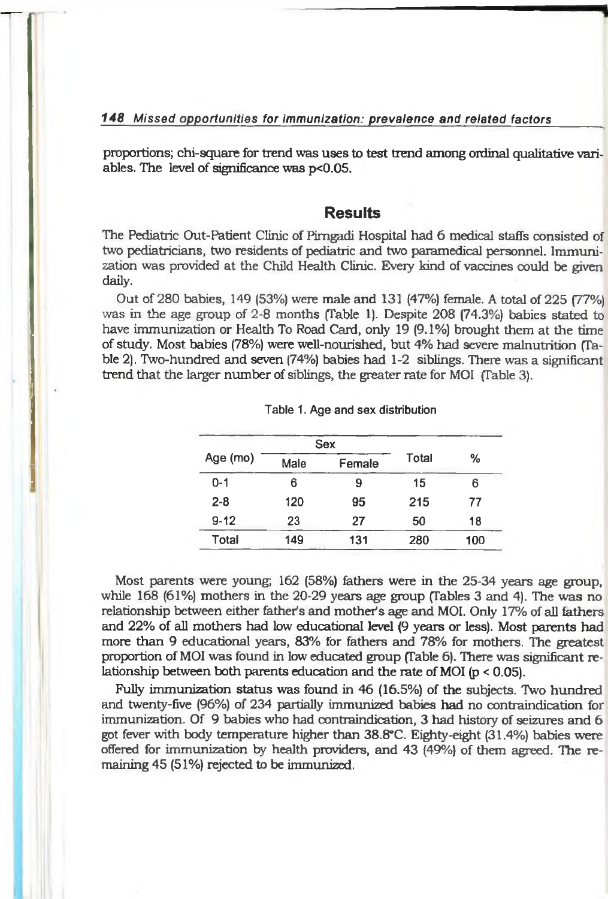proportions; chi-square for trend was uses to test trend among ordinal qualitative variables. The level of significance was $p<0.05$.

## Results

The Pediatric Out-Patient Clinic of Pirngadi Hospital had 6 medical staffs consisted of two pediatricians, two residents of pediatric and two paramedical personnel. Immunization was provided at the Child Health Clinic. Every kind of vaccines could be given daily.

Out of 280 babies, 149 (53%) were male and 131 (47%) female. A total of 225 (77%) was in the age group of 2-8 months (Table 1). Despite 208 (74.3%) babies stated to have immunization or Health To Road Card, only 19 (9.1%) brought them at the time of study. Most babies (78%) were well-nourished, but 4% had severe malnutrition (Table 2). Two-hundred and seven (74%) babies had 1-2 siblings. There was a significant trend that the larger number of siblings, the greater rate for MOI (Table 3).

Table 1. Age and sex distribution

| Age (mo) | Sex | | Total | % |
|---|---|---|---|---|
| | Male | Female | | |
| 0-1 | 6 | 9 | 15 | 6 |
| 2-8 | 120 | 95 | 215 | 77 |
| 9-12 | 23 | 27 | 50 | 18 |
| Total | 149 | 131 | 280 | 100 |

Most parents were young; 162 (58%) fathers were in the 25-34 years age group, while 168 (61%) mothers in the 20-29 years age group (Tables 3 and 4). The was no relationship between either father's and mother's age and MOI. Only 17% of all fathers and 22% of all mothers had low educational level (9 years or less). Most parents had more than 9 educational years, 83% for fathers and 78% for mothers. The greatest proportion of MOI was found in low educated group (Table 6). There was significant relationship between both parents education and the rate of MOI ($p < 0.05$).

Fully immunization status was found in 46 (16.5%) of the subjects. Two hundred and twenty-five (96%) of 234 partially immunized babies had no contraindication for immunization. Of 9 babies who had contraindication, 3 had history of seizures and 6 got fever with body temperature higher than 38.8°C. Eighty-eight (31.4%) babies were offered for immunization by health providers, and 43 (49%) of them agreed. The remaining 45 (51%) rejected to be immunized.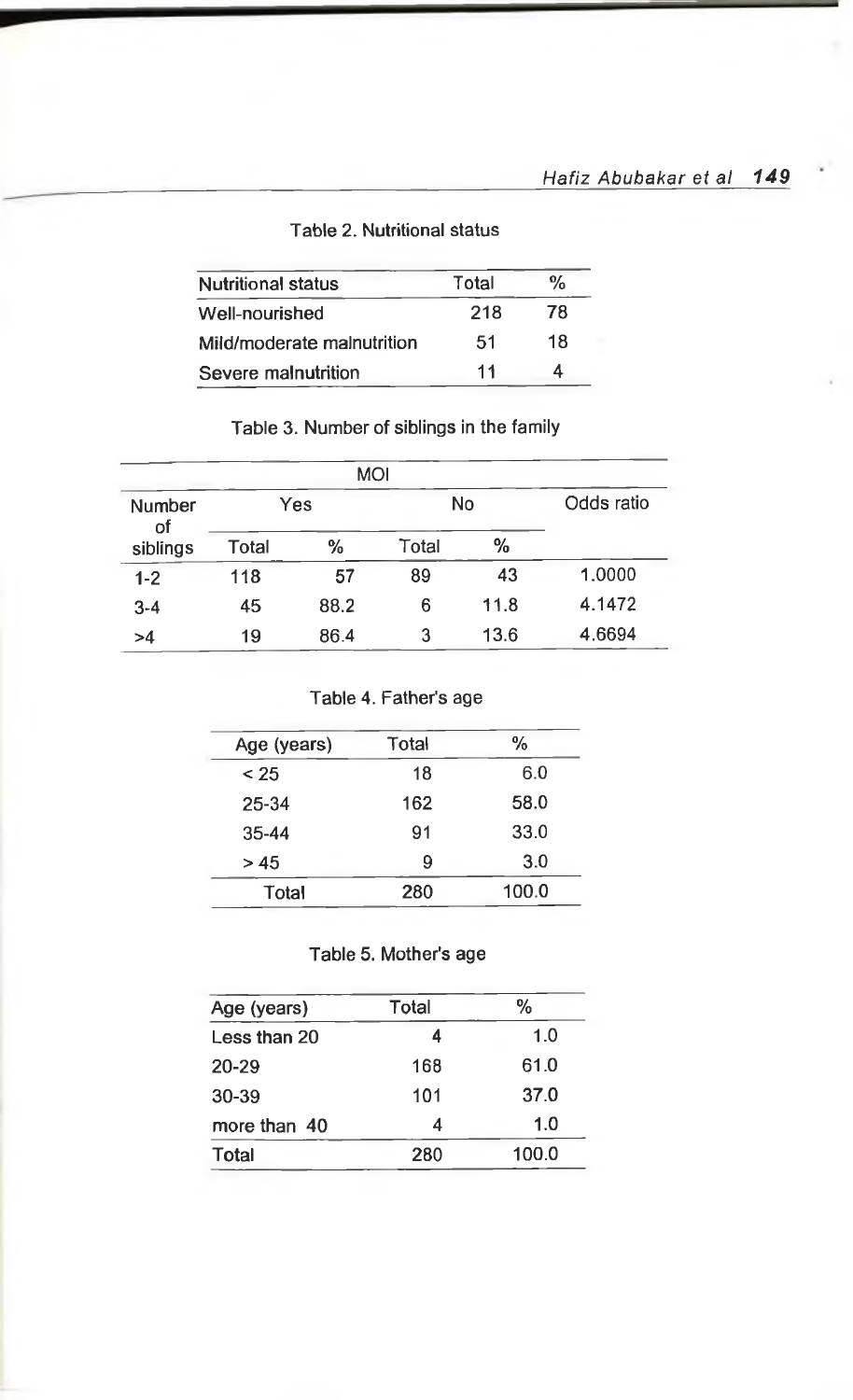Table 2. Nutritional status

| Nutritional status | Total | % |
|---|---|---|
| Well-nourished | 218 | 78 |
| Mild/moderate malnutrition | 51 | 18 |
| Severe malnutrition | 11 | 4 |

Table 3. Number of siblings in the family

| Number of siblings | MOI Yes | | MOI No | | Odds ratio |
|---|---|---|---|---|---|
| | Total | % | Total | % | |
| 1-2 | 118 | 57 | 89 | 43 | 1.0000 |
| 3-4 | 45 | 88.2 | 6 | 11.8 | 4.1472 |
| >4 | 19 | 86.4 | 3 | 13.6 | 4.6694 |

Table 4. Father's age

| Age (years) | Total | % |
|---|---|---|
| < 25 | 18 | 6.0 |
| 25-34 | 162 | 58.0 |
| 35-44 | 91 | 33.0 |
| > 45 | 9 | 3.0 |
| Total | 280 | 100.0 |

Table 5. Mother's age

| Age (years) | Total | % |
|---|---|---|
| Less than 20 | 4 | 1.0 |
| 20-29 | 168 | 61.0 |
| 30-39 | 101 | 37.0 |
| more than 40 | 4 | 1.0 |
| Total | 280 | 100.0 |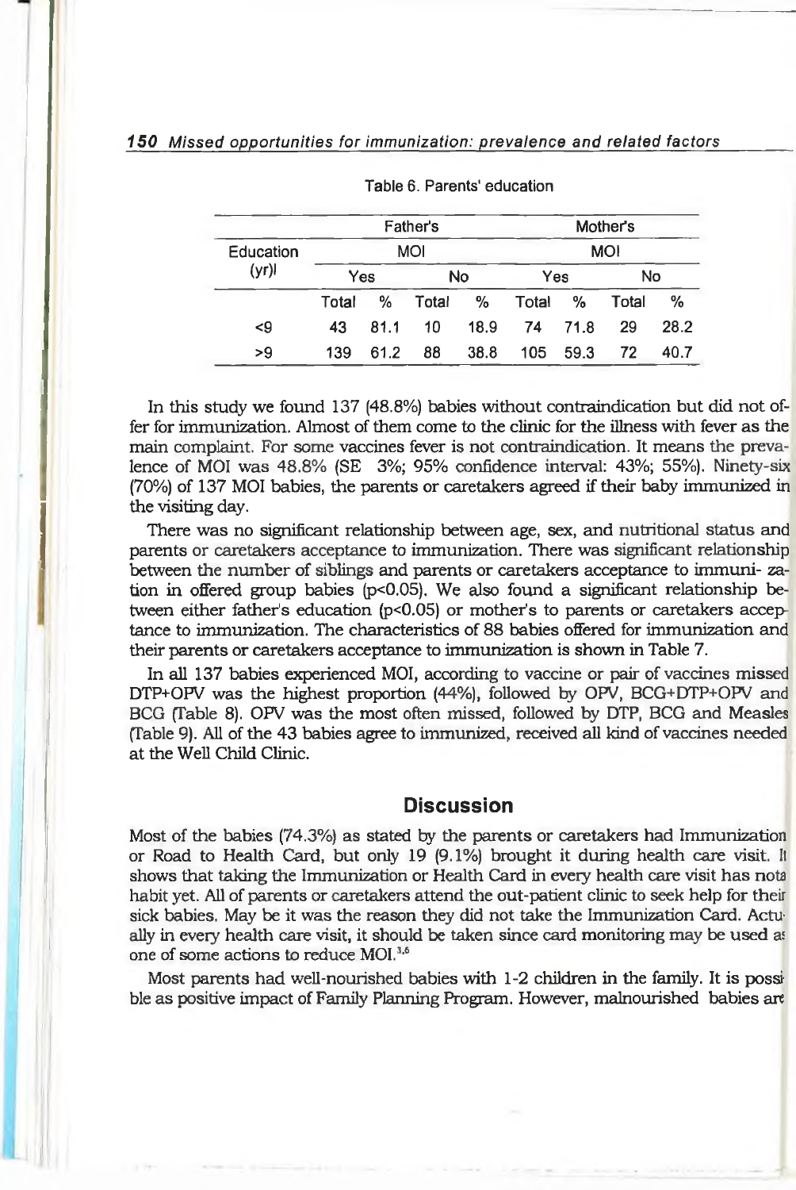Table 6. Parents' education

| Education (yr)l | Father's MOI | | | | Mother's MOI | | | |
|---|---|---|---|---|---|---|---|---|
| | Yes | | No | | Yes | | No | |
| | Total | % | Total | % | Total | % | Total | % |
| <9 | 43 | 81.1 | 10 | 18.9 | 74 | 71.8 | 29 | 28.2 |
| >9 | 139 | 61.2 | 88 | 38.8 | 105 | 59.3 | 72 | 40.7 |

In this study we found 137 (48.8%) babies without contraindication but did not offer for immunization. Almost of them come to the clinic for the illness with fever as the main complaint. For some vaccines fever is not contraindication. It means the prevalence of MOI was 48.8% (SE 3%; 95% confidence interval: 43%; 55%). Ninety-six (70%) of 137 MOI babies, the parents or caretakers agreed if their baby immunized in the visiting day.

There was no significant relationship between age, sex, and nutritional status and parents or caretakers acceptance to immunization. There was significant relationship between the number of siblings and parents or caretakers acceptance to immuni- zation in offered group babies ($p<0.05$). We also found a significant relationship between either father's education ($p<0.05$) or mother's to parents or caretakers acceptance to immunization. The characteristics of 88 babies offered for immunization and their parents or caretakers acceptance to immunization is shown in Table 7.

In all 137 babies experienced MOI, according to vaccine or pair of vaccines missed DTP+OPV was the highest proportion (44%), followed by OPV, BCG+DTP+OPV and BCG (Table 8). OPV was the most often missed, followed by DTP, BCG and Measles (Table 9). All of the 43 babies agree to immunized, received all kind of vaccines needed at the Well Child Clinic.

## Discussion

Most of the babies (74.3%) as stated by the parents or caretakers had Immunization or Road to Health Card, but only 19 (9.1%) brought it during health care visit. It shows that taking the Immunization or Health Card in every health care visit has nota habit yet. All of parents or caretakers attend the out-patient clinic to seek help for their sick babies. May be it was the reason they did not take the Immunization Card. Actually in every health care visit, it should be taken since card monitoring may be used as one of some actions to reduce MOI.[3,6]

Most parents had well-nourished babies with 1-2 children in the family. It is possible as positive impact of Family Planning Program. However, malnourished babies are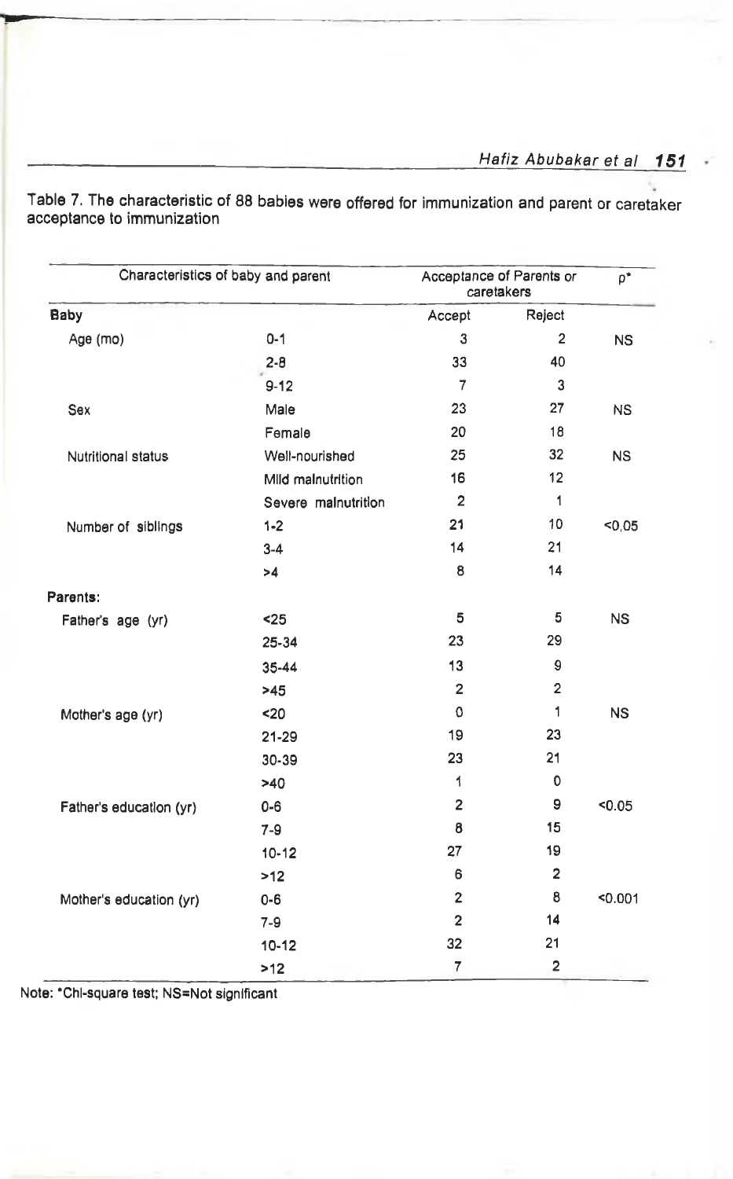Table 7. The characteristic of 88 babies were offered for immunization and parent or caretaker acceptance to immunization

| Characteristics of baby and parent | | Acceptance of Parents or caretakers | | p* |
|---|---|---|---|---|
| | | Accept | Reject | |
| **Baby** | | | | |
| Age (mo) | 0-1 | 3 | 2 | NS |
| | 2-8 | 33 | 40 | |
| | 9-12 | 7 | 3 | |
| Sex | Male | 23 | 27 | NS |
| | Female | 20 | 18 | |
| Nutritional status | Well-nourished | 25 | 32 | NS |
| | Mild malnutrition | 16 | 12 | |
| | Severe malnutrition | 2 | 1 | |
| Number of siblings | 1-2 | 21 | 10 | <0,05 |
| | 3-4 | 14 | 21 | |
| | >4 | 8 | 14 | |
| **Parents:** | | | | |
| Father's age (yr) | <25 | 5 | 5 | NS |
| | 25-34 | 23 | 29 | |
| | 35-44 | 13 | 9 | |
| | >45 | 2 | 2 | |
| Mother's age (yr) | <20 | 0 | 1 | NS |
| | 21-29 | 19 | 23 | |
| | 30-39 | 23 | 21 | |
| | >40 | 1 | 0 | |
| Father's education (yr) | 0-6 | 2 | 9 | <0.05 |
| | 7-9 | 8 | 15 | |
| | 10-12 | 27 | 19 | |
| | >12 | 6 | 2 | |
| Mother's education (yr) | 0-6 | 2 | 8 | <0.001 |
| | 7-9 | 2 | 14 | |
| | 10-12 | 32 | 21 | |
| | >12 | 7 | 2 | |

Note: *Chi-square test; NS=Not significant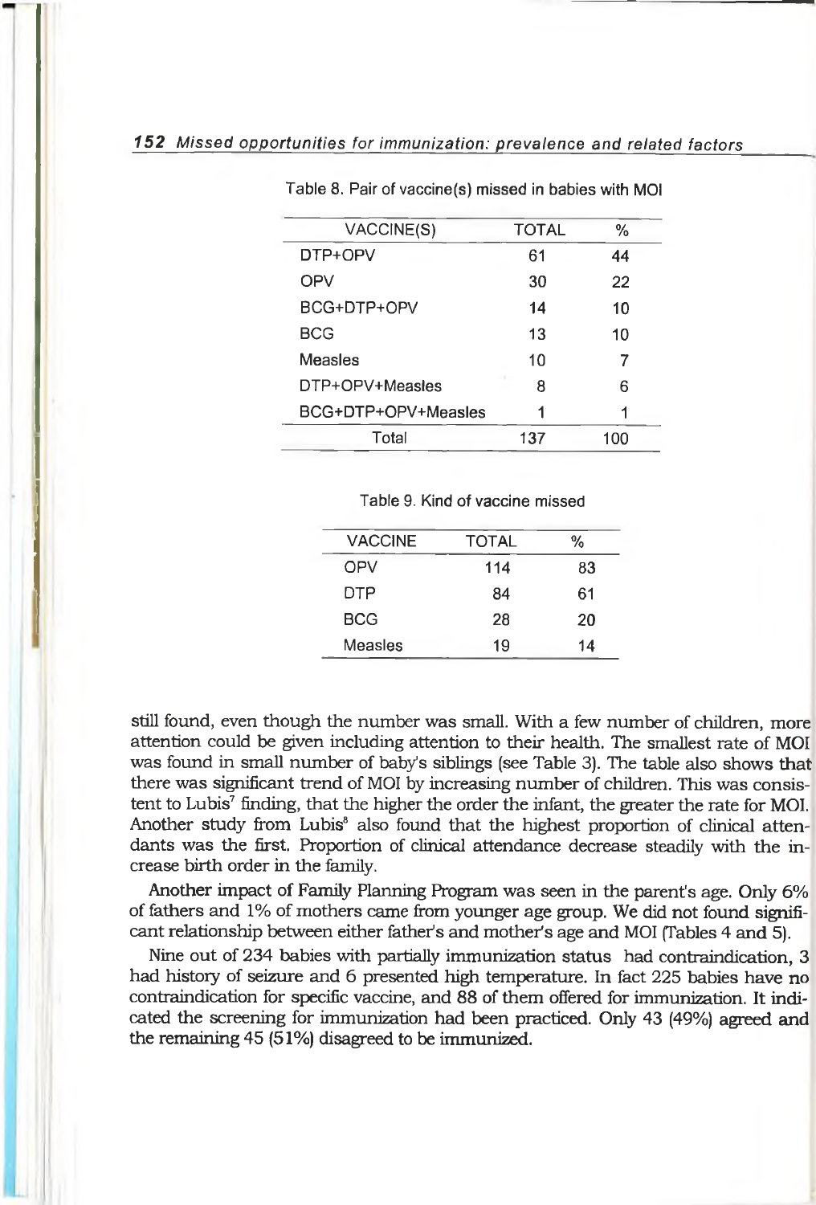Table 8. Pair of vaccine(s) missed in babies with MOI

| VACCINE(S) | TOTAL | % |
|---|---|---|
| DTP+OPV | 61 | 44 |
| OPV | 30 | 22 |
| BCG+DTP+OPV | 14 | 10 |
| BCG | 13 | 10 |
| Measles | 10 | 7 |
| DTP+OPV+Measles | 8 | 6 |
| BCG+DTP+OPV+Measles | 1 | 1 |
| Total | 137 | 100 |

Table 9. Kind of vaccine missed

| VACCINE | TOTAL | % |
|---|---|---|
| OPV | 114 | 83 |
| DTP | 84 | 61 |
| BCG | 28 | 20 |
| Measles | 19 | 14 |

still found, even though the number was small. With a few number of children, more attention could be given including attention to their health. The smallest rate of MOI was found in small number of baby's siblings (see Table 3). The table also shows that there was significant trend of MOI by increasing number of children. This was consistent to Lubis[7] finding, that the higher the order the infant, the greater the rate for MOI. Another study from Lubis[8] also found that the highest proportion of clinical attendants was the first. Proportion of clinical attendance decrease steadily with the increase birth order in the family.

Another impact of Family Planning Program was seen in the parent's age. Only 6% of fathers and 1% of mothers came from younger age group. We did not found significant relationship between either father's and mother's age and MOI (Tables 4 and 5).

Nine out of 234 babies with partially immunization status had contraindication, 3 had history of seizure and 6 presented high temperature. In fact 225 babies have no contraindication for specific vaccine, and 88 of them offered for immunization. It indicated the screening for immunization had been practiced. Only 43 (49%) agreed and the remaining 45 (51%) disagreed to be immunized.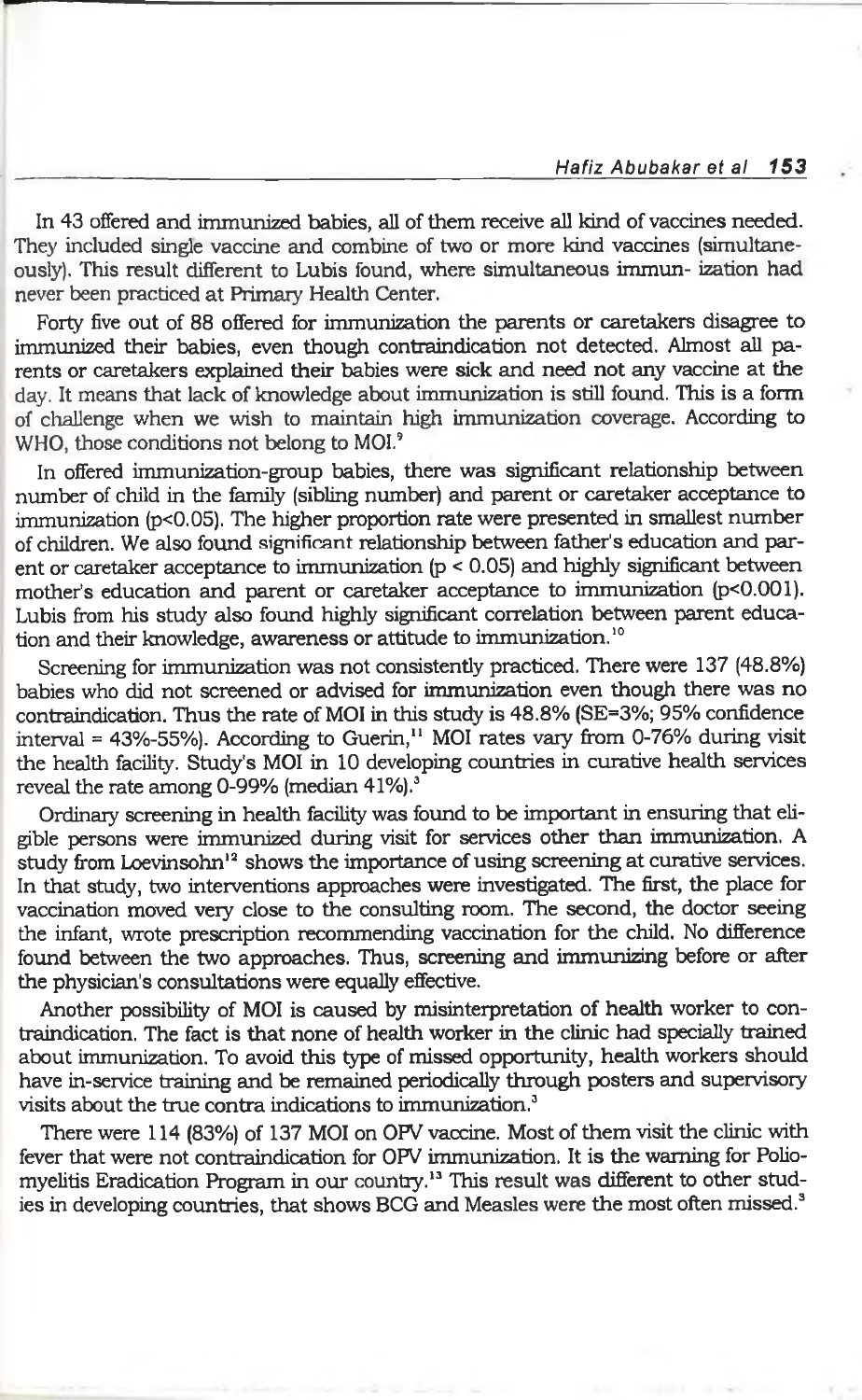In 43 offered and immunized babies, all of them receive all kind of vaccines needed. They included single vaccine and combine of two or more kind vaccines (simultaneously). This result different to Lubis found, where simultaneous immun- ization had never been practiced at Primary Health Center.

Forty five out of 88 offered for immunization the parents or caretakers disagree to immunized their babies, even though contraindication not detected. Almost all parents or caretakers explained their babies were sick and need not any vaccine at the day. It means that lack of knowledge about immunization is still found. This is a form of challenge when we wish to maintain high immunization coverage. According to WHO, those conditions not belong to MOI.[9]

In offered immunization-group babies, there was significant relationship between number of child in the family (sibling number) and parent or caretaker acceptance to immunization ($p<0.05$). The higher proportion rate were presented in smallest number of children. We also found significant relationship between father's education and parent or caretaker acceptance to immunization ($p < 0.05$) and highly significant between mother's education and parent or caretaker acceptance to immunization ($p<0.001$). Lubis from his study also found highly significant correlation between parent education and their knowledge, awareness or attitude to immunization.[10]

Screening for immunization was not consistently practiced. There were 137 (48.8%) babies who did not screened or advised for immunization even though there was no contraindication. Thus the rate of MOI in this study is 48.8% (SE=3%; 95% confidence interval = 43%-55%). According to Guerin,[11] MOI rates vary from 0-76% during visit the health facility. Study's MOI in 10 developing countries in curative health services reveal the rate among 0-99% (median 41%).[3]

Ordinary screening in health facility was found to be important in ensuring that eligible persons were immunized during visit for services other than immunization. A study from Loevinsohn[12] shows the importance of using screening at curative services. In that study, two interventions approaches were investigated. The first, the place for vaccination moved very close to the consulting room. The second, the doctor seeing the infant, wrote prescription recommending vaccination for the child. No difference found between the two approaches. Thus, screening and immunizing before or after the physician's consultations were equally effective.

Another possibility of MOI is caused by misinterpretation of health worker to contraindication. The fact is that none of health worker in the clinic had specially trained about immunization. To avoid this type of missed opportunity, health workers should have in-service training and be remained periodically through posters and supervisory visits about the true contra indications to immunization.[3]

There were 114 (83%) of 137 MOI on OPV vaccine. Most of them visit the clinic with fever that were not contraindication for OPV immunization. It is the warning for Poliomyelitis Eradication Program in our country.[13] This result was different to other studies in developing countries, that shows BCG and Measles were the most often missed.[3]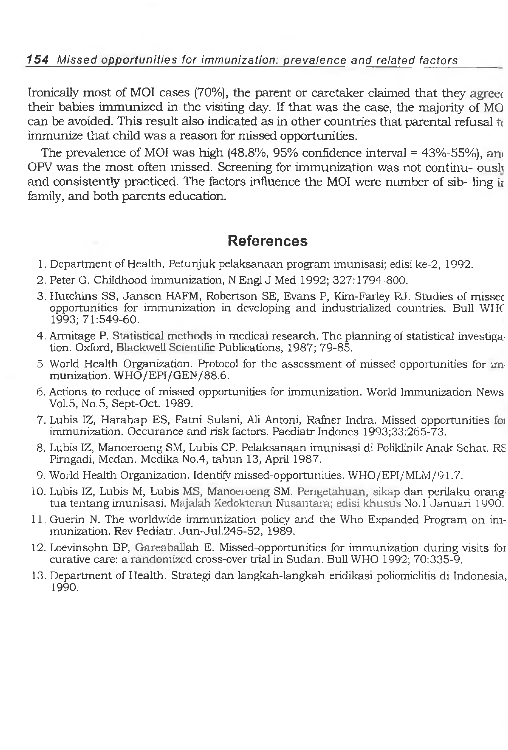Ironically most of MOI cases (70%), the parent or caretaker claimed that they agreed their babies immunized in the visiting day. If that was the case, the majority of MOI can be avoided. This result also indicated as in other countries that parental refusal to immunize that child was a reason for missed opportunities.

The prevalence of MOI was high (48.8%, 95% confidence interval = 43%-55%), and OPV was the most often missed. Screening for immunization was not continu- ously and consistently practiced. The factors influence the MOI were number of sib- ling in family, and both parents education.

## References

1. Department of Health. Petunjuk pelaksanaan program imunisasi; edisi ke-2, 1992.
2. Peter G. Childhood immunization, N Engl J Med 1992; 327:1794-800.
3. Hutchins SS, Jansen HAFM, Robertson SE, Evans P, Kim-Farley RJ. Studies of missed opportunities for immunization in developing and industrialized countries. Bull WHO 1993; 71:549-60.
4. Armitage P. Statistical methods in medical research. The planning of statistical investigation. Oxford, Blackwell Scientific Publications, 1987; 79-85.
5. World Health Organization. Protocol for the assessment of missed opportunities for immunization. WHO/EPI/GEN/88.6.
6. Actions to reduce of missed opportunities for immunization. World Immunization News. Vol.5, No.5, Sept-Oct. 1989.
7. Lubis IZ, Harahap ES, Fatni Sulani, Ali Antoni, Rafner Indra. Missed opportunities for immunization. Occurance and risk factors. Paediatr Indones 1993;33:265-73.
8. Lubis IZ, Manoeroeng SM, Lubis CP. Pelaksanaan imunisasi di Poliklinik Anak Sehat. RS Pirngadi, Medan. Medika No.4, tahun 13, April 1987.
9. World Health Organization. Identify missed-opportunities. WHO/EPI/MLM/91.7.
10. Lubis IZ, Lubis M, Lubis MS, Manoeroeng SM. Pengetahuan, sikap dan perilaku orang tua tentang imunisasi. Majalah Kedokteran Nusantara; edisi khusus No.1 Januari 1990.
11. Guerin N. The worldwide immunization policy and the Who Expanded Program on immunization. Rev Pediatr. Jun-Jul.245-52, 1989.
12. Loevinsohn BP, Gareaballah E. Missed-opportunities for immunization during visits for curative care: a randomized cross-over trial in Sudan. Bull WHO 1992; 70:335-9.
13. Department of Health. Strategi dan langkah-langkah eridikasi poliomielitis di Indonesia, 1990.